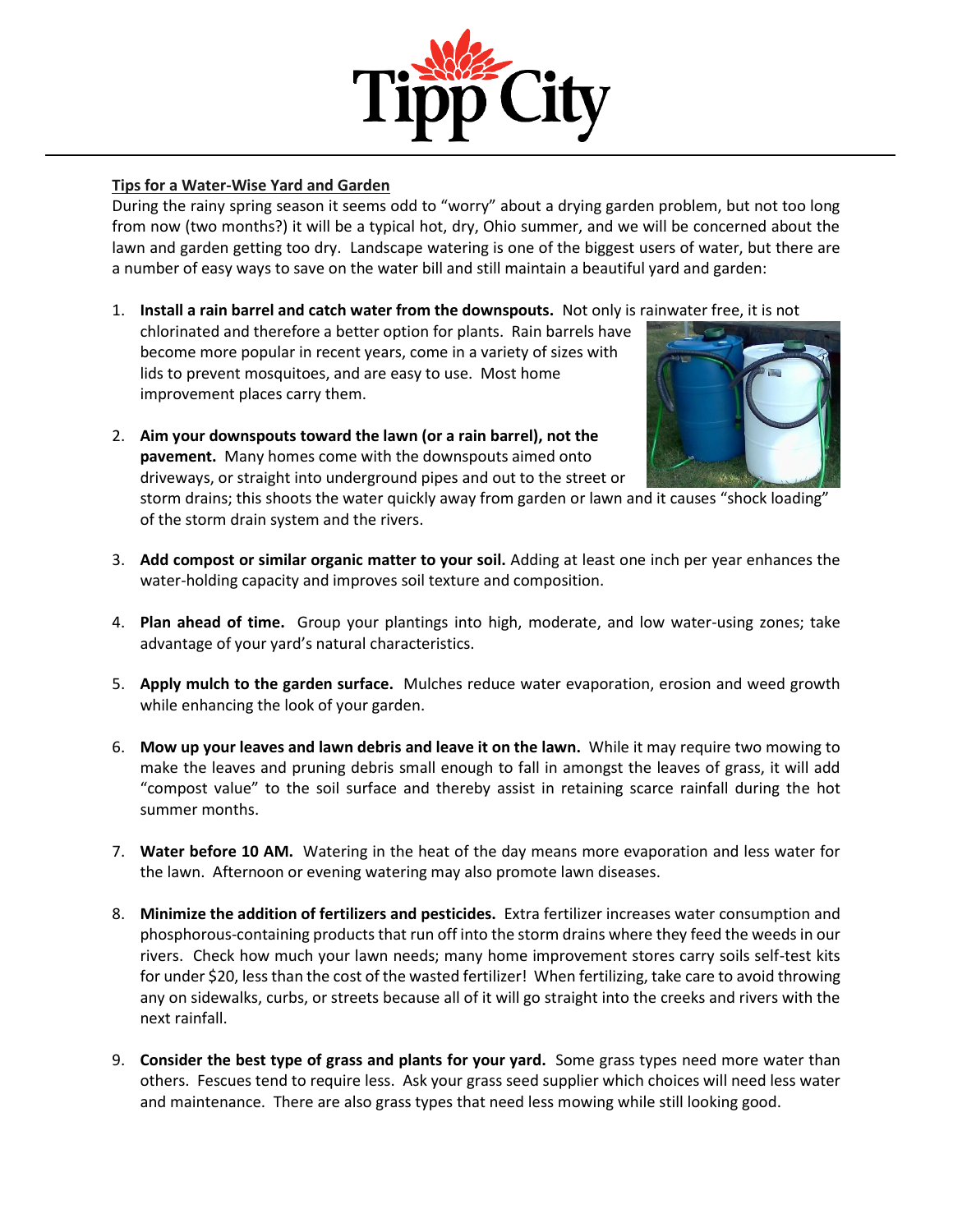# Tipp City

## Tips for a Water-Wise Yard and Garden

During the rainy spring season it seems odd to "worry" about a drying garden problem, but not too long from now (two months?) it will be a typical hot, dry, Ohio summer, and we will be concerned about the lawn and garden getting too dry. Landscape watering is one of the biggest users of water, but there are a number of easy ways to save on the water bill and still maintain a beautiful yard and garden:

1. **Install a rain barrel and catch water from the downspouts.** Not only is rainwater free, it is not chlorinated and therefore a better option for plants. Rain barrels have become more popular in recent years, come in a variety of sizes with lids to prevent mosquitoes, and are easy to use. Most home improvement places carry them.

2. **Aim your downspouts toward the lawn (or a rain barrel), not the pavement.** Many homes come with the downspouts aimed onto driveways, or straight into underground pipes and out to the street or storm drains; this shoots the water quickly away from garden or lawn and it causes "shock loading" of the storm drain system and the rivers.

3. **Add compost or similar organic matter to your soil.** Adding at least one inch per year enhances the water-holding capacity and improves soil texture and composition.

4. **Plan ahead of time.** Group your plantings into high, moderate, and low water-using zones; take advantage of your yard's natural characteristics.

5. **Apply mulch to the garden surface.** Mulches reduce water evaporation, erosion and weed growth while enhancing the look of your garden.

6. **Mow up your leaves and lawn debris and leave it on the lawn.** While it may require two mowing to make the leaves and pruning debris small enough to fall in amongst the leaves of grass, it will add "compost value" to the soil surface and thereby assist in retaining scarce rainfall during the hot summer months.

7. **Water before 10 AM.** Watering in the heat of the day means more evaporation and less water for the lawn. Afternoon or evening watering may also promote lawn diseases.

8. **Minimize the addition of fertilizers and pesticides.** Extra fertilizer increases water consumption and phosphorous-containing products that run off into the storm drains where they feed the weeds in our rivers. Check how much your lawn needs; many home improvement stores carry soils self-test kits for under $20, less than the cost of the wasted fertilizer! When fertilizing, take care to avoid throwing any on sidewalks, curbs, or streets because all of it will go straight into the creeks and rivers with the next rainfall.

9. **Consider the best type of grass and plants for your yard.** Some grass types need more water than others. Fescues tend to require less. Ask your grass seed supplier which choices will need less water and maintenance. There are also grass types that need less mowing while still looking good.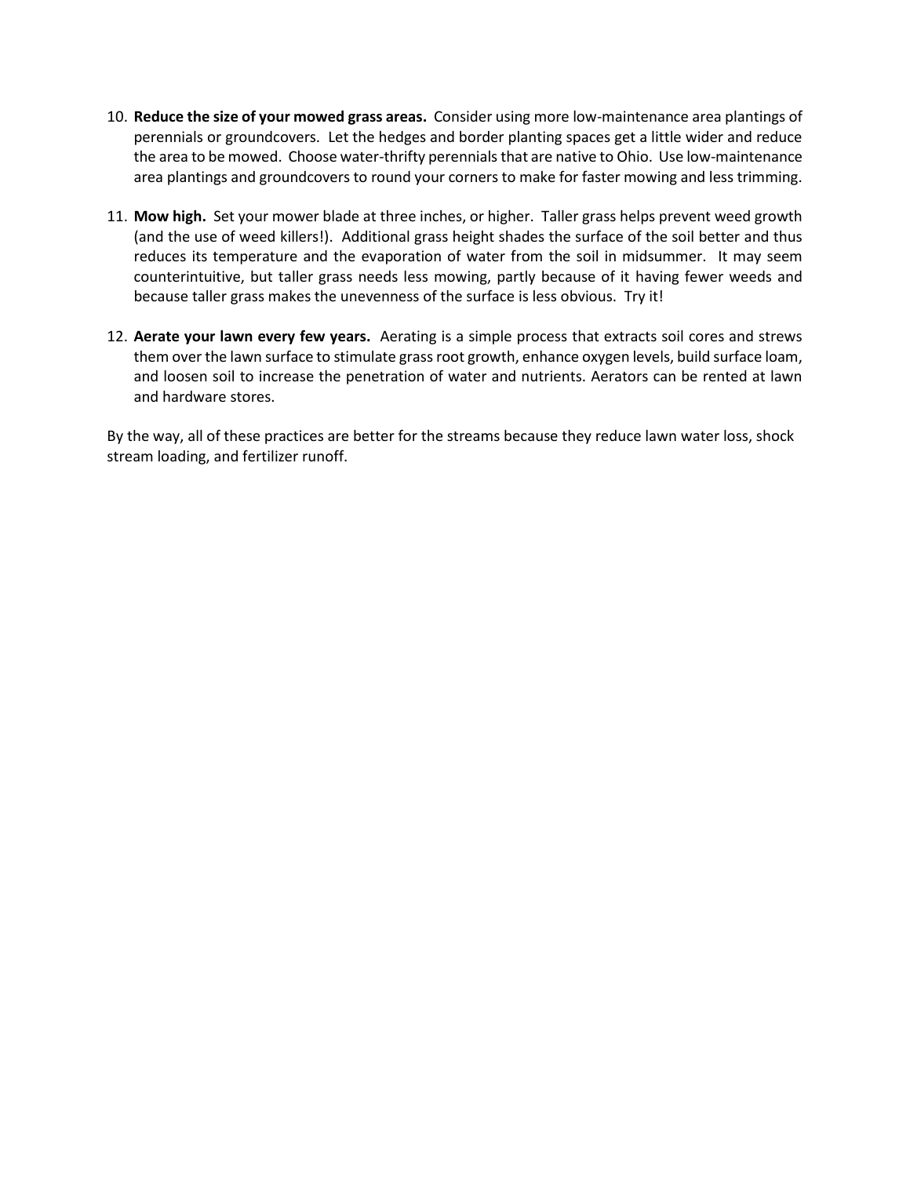10. **Reduce the size of your mowed grass areas.** Consider using more low-maintenance area plantings of perennials or groundcovers. Let the hedges and border planting spaces get a little wider and reduce the area to be mowed. Choose water-thrifty perennials that are native to Ohio. Use low-maintenance area plantings and groundcovers to round your corners to make for faster mowing and less trimming.

11. **Mow high.** Set your mower blade at three inches, or higher. Taller grass helps prevent weed growth (and the use of weed killers!). Additional grass height shades the surface of the soil better and thus reduces its temperature and the evaporation of water from the soil in midsummer. It may seem counterintuitive, but taller grass needs less mowing, partly because of it having fewer weeds and because taller grass makes the unevenness of the surface is less obvious. Try it!

12. **Aerate your lawn every few years.** Aerating is a simple process that extracts soil cores and strews them over the lawn surface to stimulate grass root growth, enhance oxygen levels, build surface loam, and loosen soil to increase the penetration of water and nutrients. Aerators can be rented at lawn and hardware stores.

By the way, all of these practices are better for the streams because they reduce lawn water loss, shock stream loading, and fertilizer runoff.